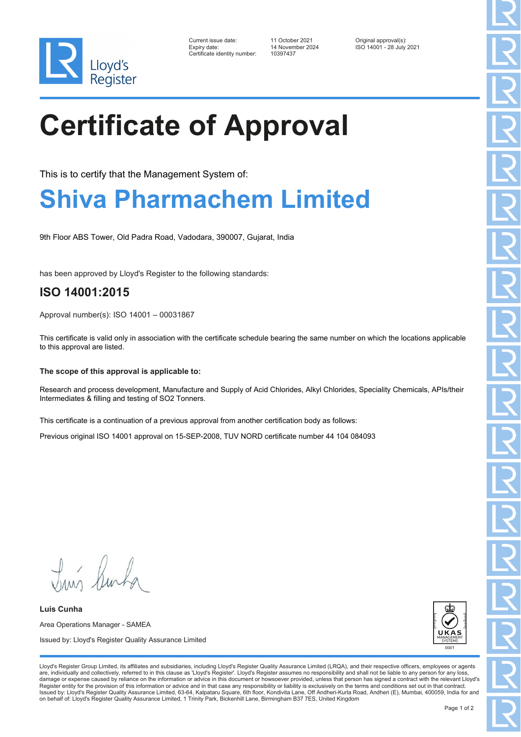Lloyd's Register

Current issue date: 11 October 2021
Expiry date: 14 November 2024
Certificate identity number: 10397437

Original approval(s):
ISO 14001 - 28 July 2021

# Certificate of Approval

This is to certify that the Management System of:

## Shiva Pharmachem Limited

9th Floor ABS Tower, Old Padra Road, Vadodara, 390007, Gujarat, India

has been approved by Lloyd's Register to the following standards:

## ISO 14001:2015

Approval number(s): ISO 14001 – 00031867

This certificate is valid only in association with the certificate schedule bearing the same number on which the locations applicable to this approval are listed.

**The scope of this approval is applicable to:**

Research and process development, Manufacture and Supply of Acid Chlorides, Alkyl Chlorides, Speciality Chemicals, APIs/their Intermediates & filling and testing of $SO_2$ Tonners.

This certificate is a continuation of a previous approval from another certification body as follows:

Previous original ISO 14001 approval on 15-SEP-2008, TUV NORD certificate number 44 104 084093

**Luis Cunha**

Area Operations Manager - SAMEA

Issued by: Lloyd's Register Quality Assurance Limited

UKAS MANAGEMENT SYSTEMS 0001

Lloyd's Register Group Limited, its affiliates and subsidiaries, including Lloyd's Register Quality Assurance Limited (LRQA), and their respective officers, employees or agents are, individually and collectively, referred to in this clause as 'Lloyd's Register'. Lloyd's Register assumes no responsibility and shall not be liable to any person for any loss, damage or expense caused by reliance on the information or advice in this document or howsoever provided, unless that person has signed a contract with the relevant Lloyd's Register entity for the provision of this information or advice and in that case any responsibility or liability is exclusively on the terms and conditions set out in that contract.
Issued by: Lloyd's Register Quality Assurance Limited, 63-64, Kalpataru Square, 6th floor, Kondivita Lane, Off Andheri-Kurla Road, Andheri (E), Mumbai, 400059, India for and on behalf of: Lloyd's Register Quality Assurance Limited, 1 Trinity Park, Bickenhill Lane, Birmingham B37 7ES, United Kingdom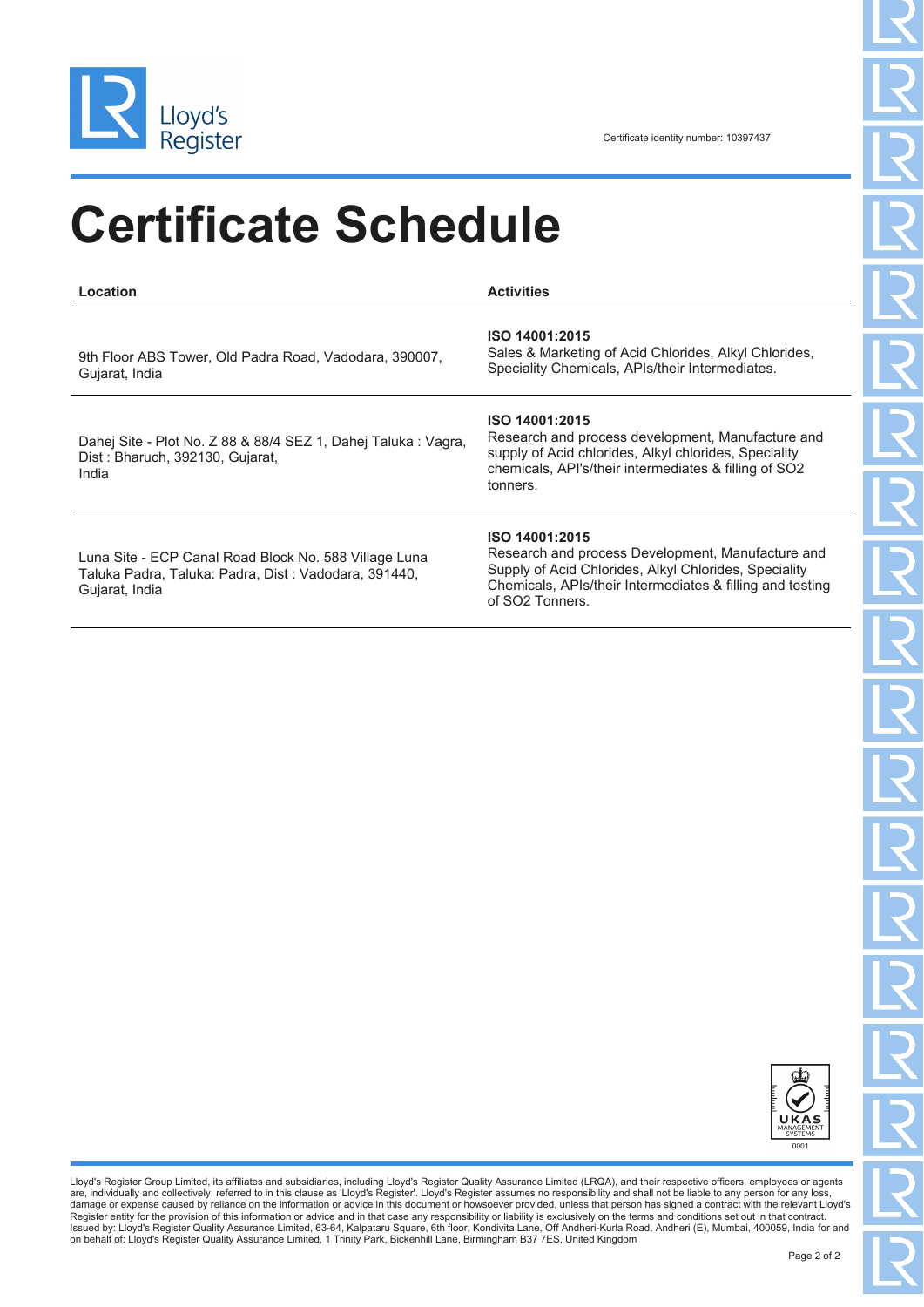Lloyd's Register

Certificate identity number: 10397437

# Certificate Schedule

| Location | Activities |
| --- | --- |
| 9th Floor ABS Tower, Old Padra Road, Vadodara, 390007, Gujarat, India | **ISO 14001:2015**<br>Sales & Marketing of Acid Chlorides, Alkyl Chlorides, Speciality Chemicals, APIs/their Intermediates. |
| Dahej Site - Plot No. Z 88 & 88/4 SEZ 1, Dahej Taluka : Vagra, Dist : Bharuch, 392130, Gujarat, India | **ISO 14001:2015**<br>Research and process development, Manufacture and supply of Acid chlorides, Alkyl chlorides, Speciality chemicals, API's/their intermediates & filling of SO2 tonners. |
| Luna Site - ECP Canal Road Block No. 588 Village Luna Taluka Padra, Taluka: Padra, Dist : Vadodara, 391440, Gujarat, India | **ISO 14001:2015**<br>Research and process Development, Manufacture and Supply of Acid Chlorides, Alkyl Chlorides, Speciality Chemicals, APIs/their Intermediates & filling and testing of SO2 Tonners. |

UKAS MANAGEMENT SYSTEMS 0001

Lloyd's Register Group Limited, its affiliates and subsidiaries, including Lloyd's Register Quality Assurance Limited (LRQA), and their respective officers, employees or agents are, individually and collectively, referred to in this clause as 'Lloyd's Register'. Lloyd's Register assumes no responsibility and shall not be liable to any person for any loss, damage or expense caused by reliance on the information or advice in this document or howsoever provided, unless that person has signed a contract with the relevant Lloyd's Register entity for the provision of this information or advice and in that case any responsibility or liability is exclusively on the terms and conditions set out in that contract.
Issued by: Lloyd's Register Quality Assurance Limited, 63-64, Kalpataru Square, 6th floor, Kondivita Lane, Off Andheri-Kurla Road, Andheri (E), Mumbai, 400059, India for and on behalf of: Lloyd's Register Quality Assurance Limited, 1 Trinity Park, Bickenhill Lane, Birmingham B37 7ES, United Kingdom